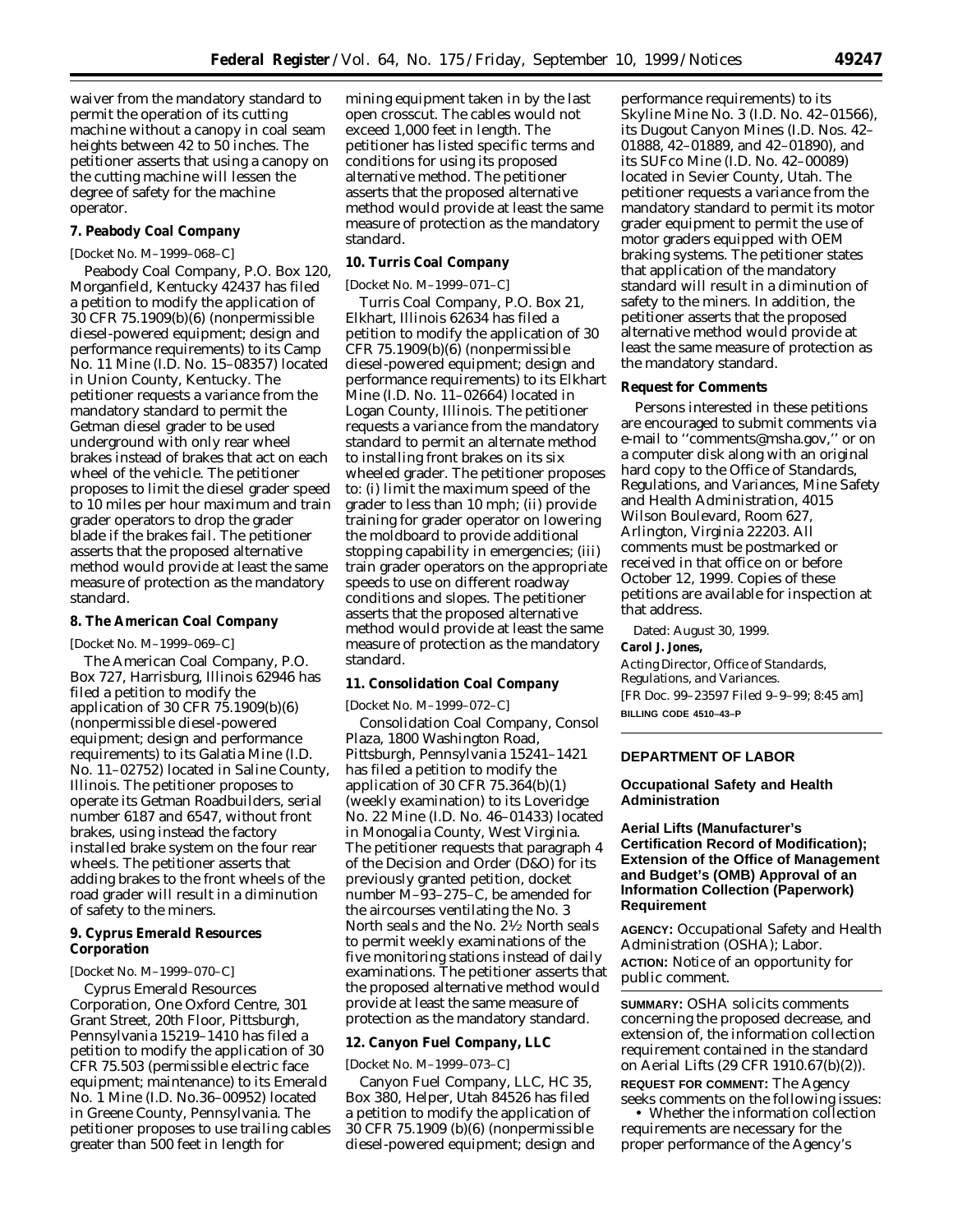waiver from the mandatory standard to permit the operation of its cutting machine without a canopy in coal seam heights between 42 to 50 inches. The petitioner asserts that using a canopy on the cutting machine will lessen the degree of safety for the machine operator.

**7. Peabody Coal Company**

[Docket No. M–1999–068–C]

Peabody Coal Company, P.O. Box 120, Morganfield, Kentucky 42437 has filed a petition to modify the application of 30 CFR 75.1909(b)(6) (nonpermissible diesel-powered equipment; design and performance requirements) to its Camp No. 11 Mine (I.D. No. 15–08357) located in Union County, Kentucky. The petitioner requests a variance from the mandatory standard to permit the Getman diesel grader to be used underground with only rear wheel brakes instead of brakes that act on each wheel of the vehicle. The petitioner proposes to limit the diesel grader speed to 10 miles per hour maximum and train grader operators to drop the grader blade if the brakes fail. The petitioner asserts that the proposed alternative method would provide at least the same measure of protection as the mandatory standard.

**8. The American Coal Company**

[Docket No. M–1999–069–C]

The American Coal Company, P.O. Box 727, Harrisburg, Illinois 62946 has filed a petition to modify the application of 30 CFR 75.1909(b)(6) (nonpermissible diesel-powered equipment; design and performance requirements) to its Galatia Mine (I.D. No. 11–02752) located in Saline County, Illinois. The petitioner proposes to operate its Getman Roadbuilders, serial number 6187 and 6547, without front brakes, using instead the factory installed brake system on the four rear wheels. The petitioner asserts that adding brakes to the front wheels of the road grader will result in a diminution of safety to the miners.

**9. Cyprus Emerald Resources Corporation**

[Docket No. M–1999–070–C]

Cyprus Emerald Resources Corporation, One Oxford Centre, 301 Grant Street, 20th Floor, Pittsburgh, Pennsylvania 15219–1410 has filed a petition to modify the application of 30 CFR 75.503 (permissible electric face equipment; maintenance) to its Emerald No. 1 Mine (I.D. No.36–00952) located in Greene County, Pennsylvania. The petitioner proposes to use trailing cables greater than 500 feet in length for mining equipment taken in by the last open crosscut. The cables would not exceed 1,000 feet in length. The petitioner has listed specific terms and conditions for using its proposed alternative method. The petitioner asserts that the proposed alternative method would provide at least the same measure of protection as the mandatory standard.

**10. Turris Coal Company**

[Docket No. M–1999–071–C]

Turris Coal Company, P.O. Box 21, Elkhart, Illinois 62634 has filed a petition to modify the application of 30 CFR 75.1909(b)(6) (nonpermissible diesel-powered equipment; design and performance requirements) to its Elkhart Mine (I.D. No. 11–02664) located in Logan County, Illinois. The petitioner requests a variance from the mandatory standard to permit an alternate method to installing front brakes on its six wheeled grader. The petitioner proposes to: (i) limit the maximum speed of the grader to less than 10 mph; (ii) provide training for grader operator on lowering the moldboard to provide additional stopping capability in emergencies; (iii) train grader operators on the appropriate speeds to use on different roadway conditions and slopes. The petitioner asserts that the proposed alternative method would provide at least the same measure of protection as the mandatory standard.

**11. Consolidation Coal Company**

[Docket No. M–1999–072–C]

Consolidation Coal Company, Consol Plaza, 1800 Washington Road, Pittsburgh, Pennsylvania 15241–1421 has filed a petition to modify the application of 30 CFR 75.364(b)(1) (weekly examination) to its Loveridge No. 22 Mine (I.D. No. 46–01433) located in Monogalia County, West Virginia. The petitioner requests that paragraph 4 of the Decision and Order (D&O) for its previously granted petition, docket number M–93–275–C, be amended for the aircourses ventilating the No. 3 North seals and the No. 2½ North seals to permit weekly examinations of the five monitoring stations instead of daily examinations. The petitioner asserts that the proposed alternative method would provide at least the same measure of protection as the mandatory standard.

**12. Canyon Fuel Company, LLC**

[Docket No. M–1999–073–C]

Canyon Fuel Company, LLC, HC 35, Box 380, Helper, Utah 84526 has filed a petition to modify the application of 30 CFR 75.1909 (b)(6) (nonpermissible diesel-powered equipment; design and performance requirements) to its Skyline Mine No. 3 (I.D. No. 42–01566), its Dugout Canyon Mines (I.D. Nos. 42–01888, 42–01889, and 42–01890), and its SUFco Mine (I.D. No. 42–00089) located in Sevier County, Utah. The petitioner requests a variance from the mandatory standard to permit its motor grader equipment to permit the use of motor graders equipped with OEM braking systems. The petitioner states that application of the mandatory standard will result in a diminution of safety to the miners. In addition, the petitioner asserts that the proposed alternative method would provide at least the same measure of protection as the mandatory standard.

**Request for Comments**

Persons interested in these petitions are encouraged to submit comments via e-mail to ''comments@msha.gov,'' or on a computer disk along with an original hard copy to the Office of Standards, Regulations, and Variances, Mine Safety and Health Administration, 4015 Wilson Boulevard, Room 627, Arlington, Virginia 22203. All comments must be postmarked or received in that office on or before October 12, 1999. Copies of these petitions are available for inspection at that address.

Dated: August 30, 1999.

**Carol J. Jones,**

*Acting Director, Office of Standards, Regulations, and Variances.*

[FR Doc. 99–23597 Filed 9–9–99; 8:45 am]

BILLING CODE 4510–43–P

---

**DEPARTMENT OF LABOR**

**Occupational Safety and Health Administration**

**Aerial Lifts (Manufacturer's Certification Record of Modification); Extension of the Office of Management and Budget's (OMB) Approval of an Information Collection (Paperwork) Requirement**

**AGENCY:** Occupational Safety and Health Administration (OSHA); Labor.

**ACTION:** Notice of an opportunity for public comment.

**SUMMARY:** OSHA solicits comments concerning the proposed decrease, and extension of, the information collection requirement contained in the standard on Aerial Lifts (29 CFR 1910.67(b)(2)).

**REQUEST FOR COMMENT:** The Agency seeks comments on the following issues:

• Whether the information collection requirements are necessary for the proper performance of the Agency's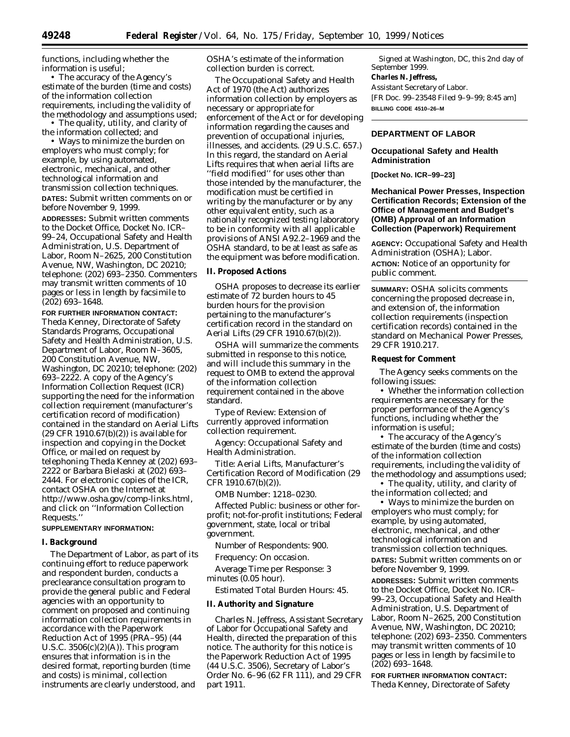functions, including whether the information is useful;

• The accuracy of the Agency's estimate of the burden (time and costs) of the information collection requirements, including the validity of the methodology and assumptions used;

• The quality, utility, and clarity of the information collected; and

• Ways to minimize the burden on employers who must comply; for example, by using automated, electronic, mechanical, and other technological information and transmission collection techniques.

**DATES:** Submit written comments on or before November 9, 1999.

**ADDRESSES:** Submit written comments to the Docket Office, Docket No. ICR–99–24, Occupational Safety and Health Administration, U.S. Department of Labor, Room N–2625, 200 Constitution Avenue, NW, Washington, DC 20210; telephone: (202) 693–2350. Commenters may transmit written comments of 10 pages or less in length by facsimile to (202) 693–1648.

**FOR FURTHER INFORMATION CONTACT:** Theda Kenney, Directorate of Safety Standards Programs, Occupational Safety and Health Administration, U.S. Department of Labor, Room N–3605, 200 Constitution Avenue, NW, Washington, DC 20210; telephone: (202) 693–2222. A copy of the Agency's Information Collection Request (ICR) supporting the need for the information collection requirement (manufacturer's certification record of modification) contained in the standard on Aerial Lifts (29 CFR 1910.67(b)(2)) is available for inspection and copying in the Docket Office, or mailed on request by telephoning Theda Kenney at (202) 693–2222 or Barbara Bielaski at (202) 693–2444. For electronic copies of the ICR, contact OSHA on the Internet at http://www.osha.gov/comp-links.html, and click on ''Information Collection Requests.''

**SUPPLEMENTARY INFORMATION:**

**I. Background**

The Department of Labor, as part of its continuing effort to reduce paperwork and respondent burden, conducts a preclearance consultation program to provide the general public and Federal agencies with an opportunity to comment on proposed and continuing information collection requirements in accordance with the Paperwork Reduction Act of 1995 (PRA–95) (44 U.S.C. 3506(c)(2)(A)). This program ensures that information is in the desired format, reporting burden (time and costs) is minimal, collection instruments are clearly understood, and OSHA's estimate of the information collection burden is correct.

The Occupational Safety and Health Act of 1970 (the Act) authorizes information collection by employers as necessary or appropriate for enforcement of the Act or for developing information regarding the causes and prevention of occupational injuries, illnesses, and accidents. (29 U.S.C. 657.) In this regard, the standard on Aerial Lifts requires that when aerial lifts are ''field modified'' for uses other than those intended by the manufacturer, the modification must be certified in writing by the manufacturer or by any other equivalent entity, such as a nationally recognized testing laboratory to be in conformity with all applicable provisions of ANSI A92.2–1969 and the OSHA standard, to be at least as safe as the equipment was before modification.

**II. Proposed Actions**

OSHA proposes to decrease its earlier estimate of 72 burden hours to 45 burden hours for the provision pertaining to the manufacturer's certification record in the standard on Aerial Lifts (29 CFR 1910.67(b)(2)).

OSHA will summarize the comments submitted in response to this notice, and will include this summary in the request to OMB to extend the approval of the information collection requirement contained in the above standard.

*Type of Review:* Extension of currently approved information collection requirement.

*Agency:* Occupational Safety and Health Administration.

*Title:* Aerial Lifts, Manufacturer's Certification Record of Modification (29 CFR 1910.67(b)(2)).

*OMB Number:* 1218–0230.

*Affected Public:* business or other for-profit; not-for-profit institutions; Federal government, state, local or tribal government.

*Number of Respondents:* 900.

*Frequency:* On occasion.

*Average Time per Response:* 3 minutes (0.05 hour).

*Estimated Total Burden Hours:* 45.

**II. Authority and Signature**

Charles N. Jeffress, Assistant Secretary of Labor for Occupational Safety and Health, directed the preparation of this notice. The authority for this notice is the Paperwork Reduction Act of 1995 (44 U.S.C. 3506), Secretary of Labor's Order No. 6–96 (62 FR 111), and 29 CFR part 1911.

Signed at Washington, DC, this 2nd day of September 1999.

**Charles N. Jeffress,**

*Assistant Secretary of Labor.*

[FR Doc. 99–23548 Filed 9–9–99; 8:45 am]

**BILLING CODE 4510–26–M**

---

## DEPARTMENT OF LABOR

### Occupational Safety and Health Administration

**[Docket No. ICR–99–23]**

### Mechanical Power Presses, Inspection Certification Records; Extension of the Office of Management and Budget's (OMB) Approval of an Information Collection (Paperwork) Requirement

**AGENCY:** Occupational Safety and Health Administration (OSHA); Labor.

**ACTION:** Notice of an opportunity for public comment.

**SUMMARY:** OSHA solicits comments concerning the proposed decrease in, and extension of, the information collection requirements (inspection certification records) contained in the standard on Mechanical Power Presses, 29 CFR 1910.217.

**Request for Comment**

The Agency seeks comments on the following issues:

• Whether the information collection requirements are necessary for the proper performance of the Agency's functions, including whether the information is useful;

• The accuracy of the Agency's estimate of the burden (time and costs) of the information collection requirements, including the validity of the methodology and assumptions used;

• The quality, utility, and clarity of the information collected; and

• Ways to minimize the burden on employers who must comply; for example, by using automated, electronic, mechanical, and other technological information and transmission collection techniques.

**DATES:** Submit written comments on or before November 9, 1999.

**ADDRESSES:** Submit written comments to the Docket Office, Docket No. ICR–99–23, Occupational Safety and Health Administration, U.S. Department of Labor, Room N–2625, 200 Constitution Avenue, NW, Washington, DC 20210; telephone: (202) 693–2350. Commenters may transmit written comments of 10 pages or less in length by facsimile to (202) 693–1648.

**FOR FURTHER INFORMATION CONTACT:** Theda Kenney, Directorate of Safety